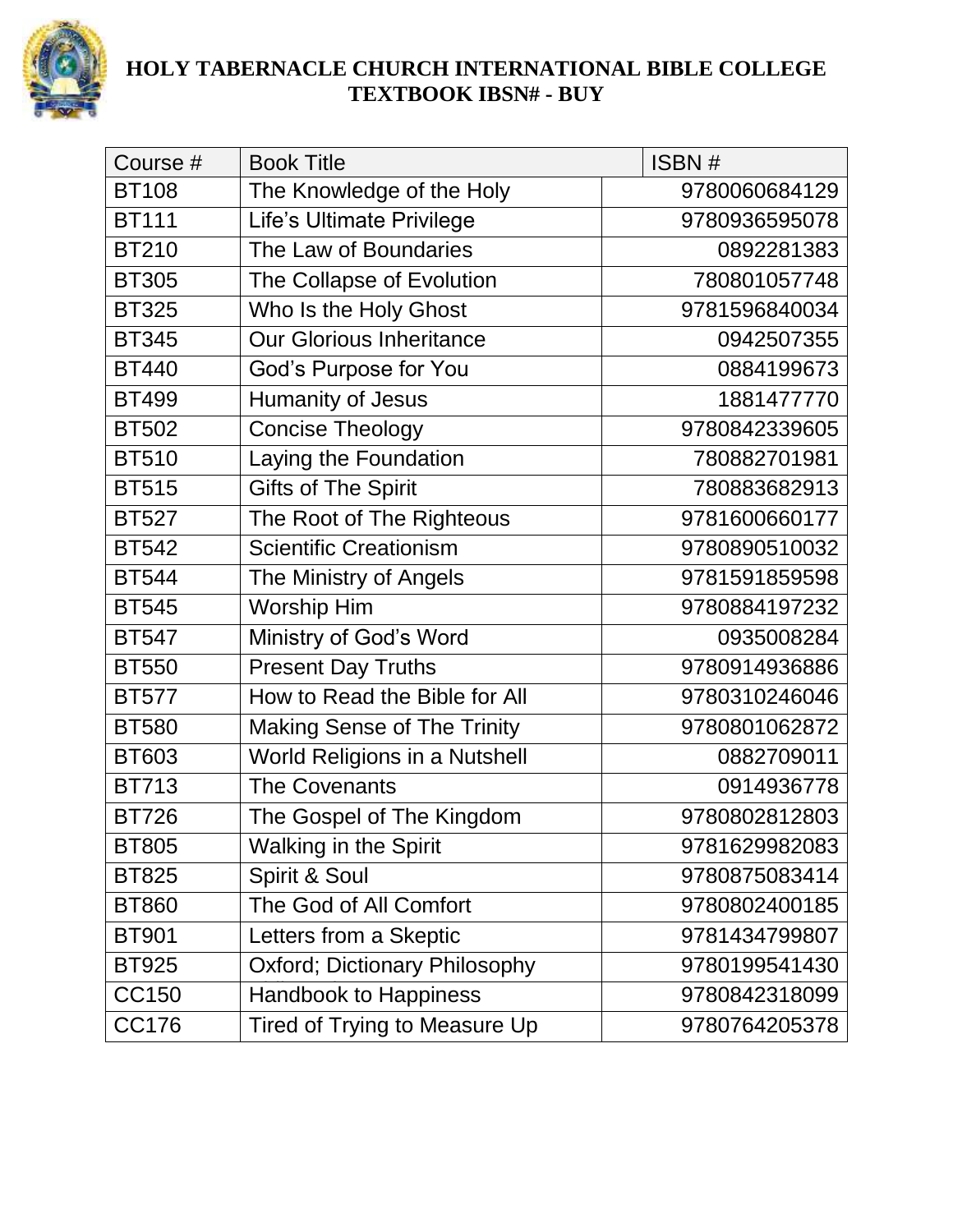# HOLY TABERNACLE CHURCH INTERNATIONAL BIBLE COLLEGE
## TEXTBOOK IBSN# - BUY

| Course # | Book Title | ISBN # |
|---|---|---|
| BT108 | The Knowledge of the Holy | 9780060684129 |
| BT111 | Life's Ultimate Privilege | 9780936595078 |
| BT210 | The Law of Boundaries | 0892281383 |
| BT305 | The Collapse of Evolution | 780801057748 |
| BT325 | Who Is the Holy Ghost | 9781596840034 |
| BT345 | Our Glorious Inheritance | 0942507355 |
| BT440 | God's Purpose for You | 0884199673 |
| BT499 | Humanity of Jesus | 1881477770 |
| BT502 | Concise Theology | 9780842339605 |
| BT510 | Laying the Foundation | 780882701981 |
| BT515 | Gifts of The Spirit | 780883682913 |
| BT527 | The Root of The Righteous | 9781600660177 |
| BT542 | Scientific Creationism | 9780890510032 |
| BT544 | The Ministry of Angels | 9781591859598 |
| BT545 | Worship Him | 9780884197232 |
| BT547 | Ministry of God's Word | 0935008284 |
| BT550 | Present Day Truths | 9780914936886 |
| BT577 | How to Read the Bible for All | 9780310246046 |
| BT580 | Making Sense of The Trinity | 9780801062872 |
| BT603 | World Religions in a Nutshell | 0882709011 |
| BT713 | The Covenants | 0914936778 |
| BT726 | The Gospel of The Kingdom | 9780802812803 |
| BT805 | Walking in the Spirit | 9781629982083 |
| BT825 | Spirit & Soul | 9780875083414 |
| BT860 | The God of All Comfort | 9780802400185 |
| BT901 | Letters from a Skeptic | 9781434799807 |
| BT925 | Oxford; Dictionary Philosophy | 9780199541430 |
| CC150 | Handbook to Happiness | 9780842318099 |
| CC176 | Tired of Trying to Measure Up | 9780764205378 |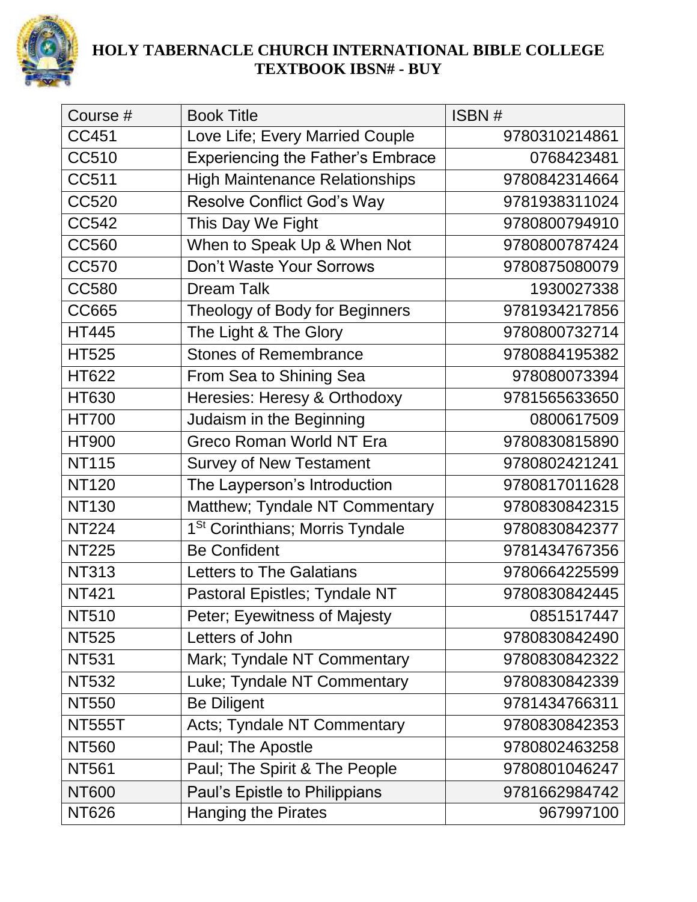**HOLY TABERNACLE CHURCH INTERNATIONAL BIBLE COLLEGE**
**TEXTBOOK IBSN# - BUY**

| Course # | Book Title | ISBN # |
|---|---|---|
| CC451 | Love Life; Every Married Couple | 9780310214861 |
| CC510 | Experiencing the Father’s Embrace | 0768423481 |
| CC511 | High Maintenance Relationships | 9780842314664 |
| CC520 | Resolve Conflict God’s Way | 9781938311024 |
| CC542 | This Day We Fight | 9780800794910 |
| CC560 | When to Speak Up & When Not | 9780800787424 |
| CC570 | Don’t Waste Your Sorrows | 9780875080079 |
| CC580 | Dream Talk | 1930027338 |
| CC665 | Theology of Body for Beginners | 9781934217856 |
| HT445 | The Light & The Glory | 9780800732714 |
| HT525 | Stones of Remembrance | 9780884195382 |
| HT622 | From Sea to Shining Sea | 978080073394 |
| HT630 | Heresies: Heresy & Orthodoxy | 9781565633650 |
| HT700 | Judaism in the Beginning | 0800617509 |
| HT900 | Greco Roman World NT Era | 9780830815890 |
| NT115 | Survey of New Testament | 9780802421241 |
| NT120 | The Layperson’s Introduction | 9780817011628 |
| NT130 | Matthew; Tyndale NT Commentary | 9780830842315 |
| NT224 | 1St Corinthians; Morris Tyndale | 9780830842377 |
| NT225 | Be Confident | 9781434767356 |
| NT313 | Letters to The Galatians | 9780664225599 |
| NT421 | Pastoral Epistles; Tyndale NT | 9780830842445 |
| NT510 | Peter; Eyewitness of Majesty | 0851517447 |
| NT525 | Letters of John | 9780830842490 |
| NT531 | Mark; Tyndale NT Commentary | 9780830842322 |
| NT532 | Luke; Tyndale NT Commentary | 9780830842339 |
| NT550 | Be Diligent | 9781434766311 |
| NT555T | Acts; Tyndale NT Commentary | 9780830842353 |
| NT560 | Paul; The Apostle | 9780802463258 |
| NT561 | Paul; The Spirit & The People | 9780801046247 |
| NT600 | Paul’s Epistle to Philippians | 9781662984742 |
| NT626 | Hanging the Pirates | 967997100 |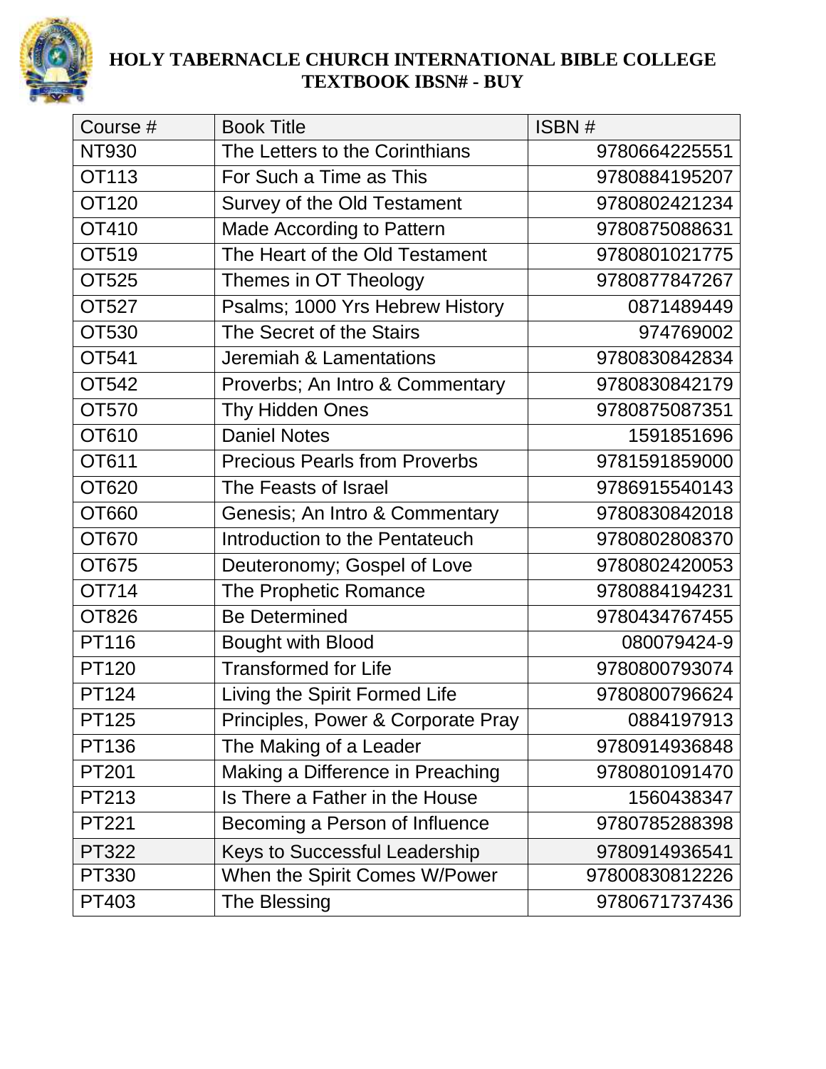**HOLY TABERNACLE CHURCH INTERNATIONAL BIBLE COLLEGE**
**TEXTBOOK IBSN# - BUY**

| Course # | Book Title | ISBN # |
|---|---|---|
| NT930 | The Letters to the Corinthians | 9780664225551 |
| OT113 | For Such a Time as This | 9780884195207 |
| OT120 | Survey of the Old Testament | 9780802421234 |
| OT410 | Made According to Pattern | 9780875088631 |
| OT519 | The Heart of the Old Testament | 9780801021775 |
| OT525 | Themes in OT Theology | 9780877847267 |
| OT527 | Psalms; 1000 Yrs Hebrew History | 0871489449 |
| OT530 | The Secret of the Stairs | 974769002 |
| OT541 | Jeremiah & Lamentations | 9780830842834 |
| OT542 | Proverbs; An Intro & Commentary | 9780830842179 |
| OT570 | Thy Hidden Ones | 9780875087351 |
| OT610 | Daniel Notes | 1591851696 |
| OT611 | Precious Pearls from Proverbs | 9781591859000 |
| OT620 | The Feasts of Israel | 9786915540143 |
| OT660 | Genesis; An Intro & Commentary | 9780830842018 |
| OT670 | Introduction to the Pentateuch | 9780802808370 |
| OT675 | Deuteronomy; Gospel of Love | 9780802420053 |
| OT714 | The Prophetic Romance | 9780884194231 |
| OT826 | Be Determined | 9780434767455 |
| PT116 | Bought with Blood | 080079424-9 |
| PT120 | Transformed for Life | 9780800793074 |
| PT124 | Living the Spirit Formed Life | 9780800796624 |
| PT125 | Principles, Power & Corporate Pray | 0884197913 |
| PT136 | The Making of a Leader | 9780914936848 |
| PT201 | Making a Difference in Preaching | 9780801091470 |
| PT213 | Is There a Father in the House | 1560438347 |
| PT221 | Becoming a Person of Influence | 9780785288398 |
| PT322 | Keys to Successful Leadership | 9780914936541 |
| PT330 | When the Spirit Comes W/Power | 97800830812226 |
| PT403 | The Blessing | 9780671737436 |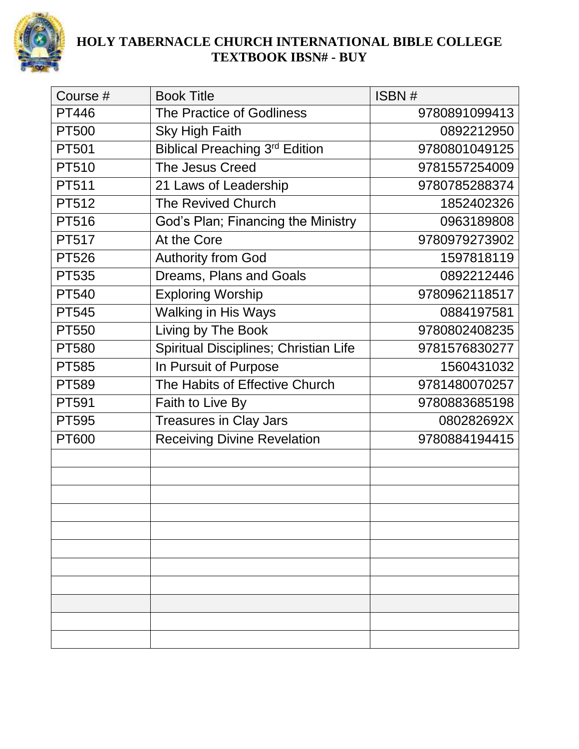**HOLY TABERNACLE CHURCH INTERNATIONAL BIBLE COLLEGE**
**TEXTBOOK IBSN# - BUY**

| Course # | Book Title | ISBN # |
|---|---|---|
| PT446 | The Practice of Godliness | 9780891099413 |
| PT500 | Sky High Faith | 0892212950 |
| PT501 | Biblical Preaching 3rd Edition | 9780801049125 |
| PT510 | The Jesus Creed | 9781557254009 |
| PT511 | 21 Laws of Leadership | 9780785288374 |
| PT512 | The Revived Church | 1852402326 |
| PT516 | God's Plan; Financing the Ministry | 0963189808 |
| PT517 | At the Core | 9780979273902 |
| PT526 | Authority from God | 1597818119 |
| PT535 | Dreams, Plans and Goals | 0892212446 |
| PT540 | Exploring Worship | 9780962118517 |
| PT545 | Walking in His Ways | 0884197581 |
| PT550 | Living by The Book | 9780802408235 |
| PT580 | Spiritual Disciplines; Christian Life | 9781576830277 |
| PT585 | In Pursuit of Purpose | 1560431032 |
| PT589 | The Habits of Effective Church | 9781480070257 |
| PT591 | Faith to Live By | 9780883685198 |
| PT595 | Treasures in Clay Jars | 080282692X |
| PT600 | Receiving Divine Revelation | 9780884194415 |
| | | |
| | | |
| | | |
| | | |
| | | |
| | | |
| | | |
| | | |
| | | |
| | | |
| | | |